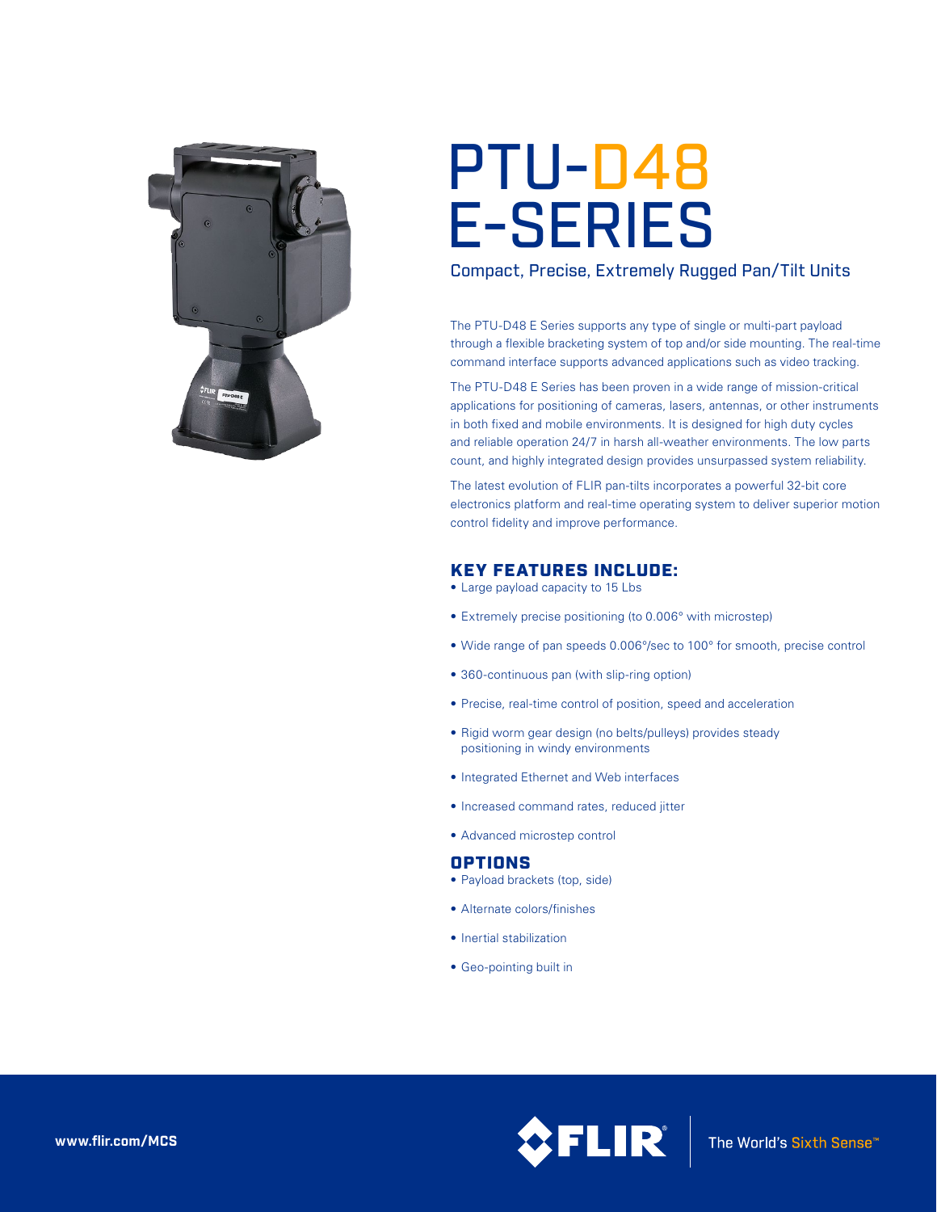# PTU-D48 E-SERIES

## Compact, Precise, Extremely Rugged Pan/Tilt Units

The PTU-D48 E Series supports any type of single or multi-part payload through a flexible bracketing system of top and/or side mounting. The real-time command interface supports advanced applications such as video tracking.

The PTU-D48 E Series has been proven in a wide range of mission-critical applications for positioning of cameras, lasers, antennas, or other instruments in both fixed and mobile environments. It is designed for high duty cycles and reliable operation 24/7 in harsh all-weather environments. The low parts count, and highly integrated design provides unsurpassed system reliability.

The latest evolution of FLIR pan-tilts incorporates a powerful 32-bit core electronics platform and real-time operating system to deliver superior motion control fidelity and improve performance.

### KEY FEATURES INCLUDE:

- Large payload capacity to 15 Lbs
- Extremely precise positioning (to 0.006° with microstep)
- Wide range of pan speeds 0.006°/sec to 100° for smooth, precise control
- 360-continuous pan (with slip-ring option)
- Precise, real-time control of position, speed and acceleration
- Rigid worm gear design (no belts/pulleys) provides steady positioning in windy environments
- Integrated Ethernet and Web interfaces
- Increased command rates, reduced jitter
- Advanced microstep control

### OPTIONS

- Payload brackets (top, side)
- Alternate colors/finishes
- Inertial stabilization
- Geo-pointing built in

www.flir.com/MCS

FLIR The World's Sixth Sense™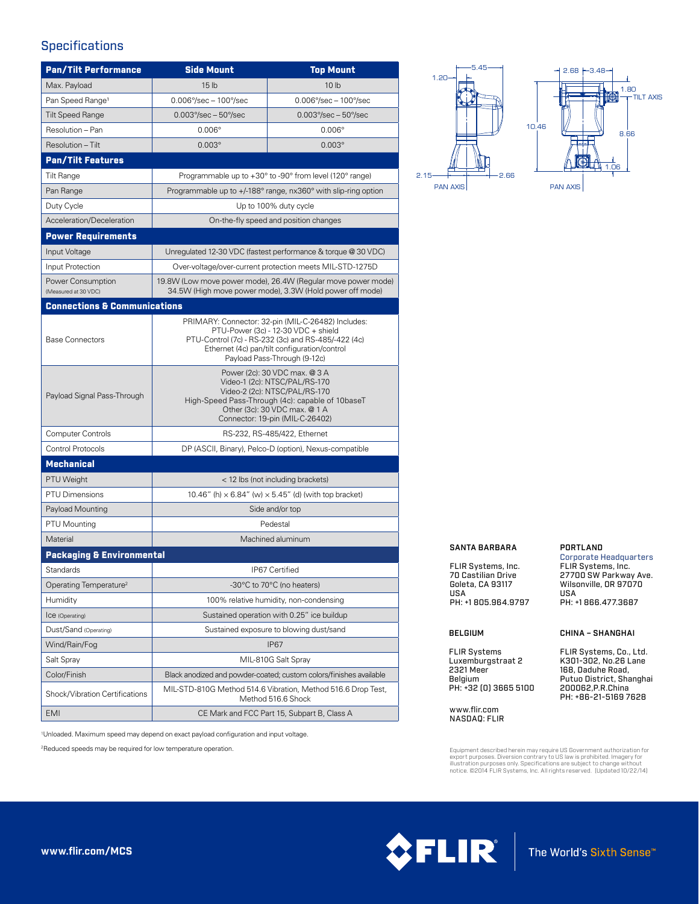## Specifications

| Pan/Tilt Performance | Side Mount | Top Mount |
|---|---|---|
| Max. Payload | 15 lb | 10 lb |
| Pan Speed Range[1] | 0.006°/sec – 100°/sec | 0.006°/sec – 100°/sec |
| Tilt Speed Range | 0.003°/sec – 50°/sec | 0.003°/sec – 50°/sec |
| Resolution – Pan | 0.006° | 0.006° |
| Resolution – Tilt | 0.003° | 0.003° |
| **Pan/Tilt Features** | | |
| Tilt Range | Programmable up to +30° to -90° from level (120° range) | |
| Pan Range | Programmable up to +/-188° range, nx360° with slip-ring option | |
| Duty Cycle | Up to 100% duty cycle | |
| Acceleration/Deceleration | On-the-fly speed and position changes | |
| **Power Requirements** | | |
| Input Voltage | Unregulated 12-30 VDC (fastest performance & torque @ 30 VDC) | |
| Input Protection | Over-voltage/over-current protection meets MIL-STD-1275D | |
| Power Consumption (Measured at 30 VDC) | 19.8W (Low move power mode), 26.4W (Regular move power mode) 34.5W (High move power mode), 3.3W (Hold power off mode) | |
| **Connections & Communications** | | |
| Base Connectors | PRIMARY: Connector: 32-pin (MIL-C-26482) Includes: PTU-Power (3c) - 12-30 VDC + shield PTU-Control (7c) - RS-232 (3c) and RS-485/-422 (4c) Ethernet (4c) pan/tilt configuration/control Payload Pass-Through (9-12c) | |
| Payload Signal Pass-Through | Power (2c): 30 VDC max. @ 3 A Video-1 (2c): NTSC/PAL/RS-170 Video-2 (2c): NTSC/PAL/RS-170 High-Speed Pass-Through (4c): capable of 10baseT Other (3c): 30 VDC max. @ 1 A Connector: 19-pin (MIL-C-26402) | |
| Computer Controls | RS-232, RS-485/422, Ethernet | |
| Control Protocols | DP (ASCII, Binary), Pelco-D (option), Nexus-compatible | |
| **Mechanical** | | |
| PTU Weight | < 12 lbs (not including brackets) | |
| PTU Dimensions | 10.46" (h) × 6.84" (w) × 5.45" (d) (with top bracket) | |
| Payload Mounting | Side and/or top | |
| PTU Mounting | Pedestal | |
| Material | Machined aluminum | |
| **Packaging & Environmental** | | |
| Standards | IP67 Certified | |
| Operating Temperature[2] | -30°C to 70°C (no heaters) | |
| Humidity | 100% relative humidity, non-condensing | |
| Ice (Operating) | Sustained operation with 0.25" ice buildup | |
| Dust/Sand (Operating) | Sustained exposure to blowing dust/sand | |
| Wind/Rain/Fog | IP67 | |
| Salt Spray | MIL-810G Salt Spray | |
| Color/Finish | Black anodized and powder-coated; custom colors/finishes available | |
| Shock/Vibration Certifications | MIL-STD-810G Method 514.6 Vibration, Method 516.6 Drop Test, Method 516.6 Shock | |
| EMI | CE Mark and FCC Part 15, Subpart B, Class A | |

[1]Unloaded. Maximum speed may depend on exact payload configuration and input voltage.

[2]Reduced speeds may be required for low temperature operation.

1.20
5.45
2.15
2.66
PAN AXIS

2.68
3.48
1.80
TILT AXIS
10.46
8.66
1.06
PAN AXIS

**SANTA BARBARA**

FLIR Systems, Inc.
70 Castilian Drive
Goleta, CA 93117
USA
PH: +1 805.964.9797

**PORTLAND**
Corporate Headquarters
FLIR Systems, Inc.
27700 SW Parkway Ave.
Wilsonville, OR 97070
USA
PH: +1 866.477.3687

**BELGIUM**

FLIR Systems
Luxemburgstraat 2
2321 Meer
Belgium
PH: +32 (0) 3665 5100

**CHINA – SHANGHAI**

FLIR Systems, Co., Ltd.
K301-302, No.26 Lane
168, Daduhe Road,
Putuo District, Shanghai
200062,P.R.China
PH: +86-21-5169 7628

www.flir.com
NASDAQ: FLIR

Equipment described herein may require US Government authorization for export purposes. Diversion contrary to US law is prohibited. Imagery for illustration purposes only. Specifications are subject to change without notice. ©2014 FLIR Systems, Inc. All rights reserved. (Updated 10/22/14)

**www.flir.com/MCS**

FLIR® The World's Sixth Sense™